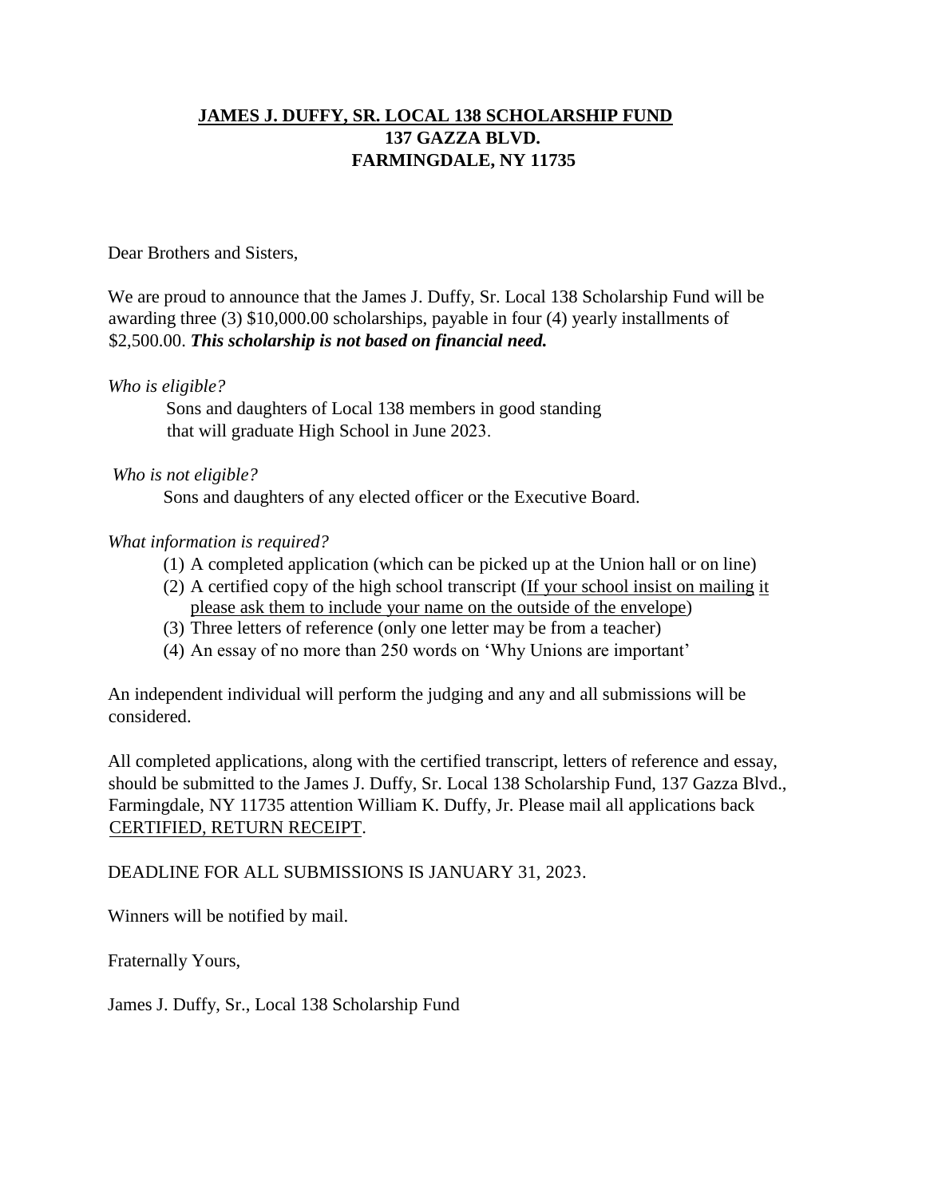**JAMES J. DUFFY, SR. LOCAL 138 SCHOLARSHIP FUND**
**137 GAZZA BLVD.**
**FARMINGDALE, NY 11735**

Dear Brothers and Sisters,

We are proud to announce that the James J. Duffy, Sr. Local 138 Scholarship Fund will be awarding three (3) $10,000.00 scholarships, payable in four (4) yearly installments of $2,500.00. ***This scholarship is not based on financial need.***

*Who is eligible?*

Sons and daughters of Local 138 members in good standing that will graduate High School in June 2023.

*Who is not eligible?*

Sons and daughters of any elected officer or the Executive Board.

*What information is required?*

1. A completed application (which can be picked up at the Union hall or on line)
2. A certified copy of the high school transcript (If your school insist on mailing it please ask them to include your name on the outside of the envelope)
3. Three letters of reference (only one letter may be from a teacher)
4. An essay of no more than 250 words on 'Why Unions are important'

An independent individual will perform the judging and any and all submissions will be considered.

All completed applications, along with the certified transcript, letters of reference and essay, should be submitted to the James J. Duffy, Sr. Local 138 Scholarship Fund, 137 Gazza Blvd., Farmingdale, NY 11735 attention William K. Duffy, Jr. Please mail all applications back CERTIFIED, RETURN RECEIPT.

DEADLINE FOR ALL SUBMISSIONS IS JANUARY 31, 2023.

Winners will be notified by mail.

Fraternally Yours,

James J. Duffy, Sr., Local 138 Scholarship Fund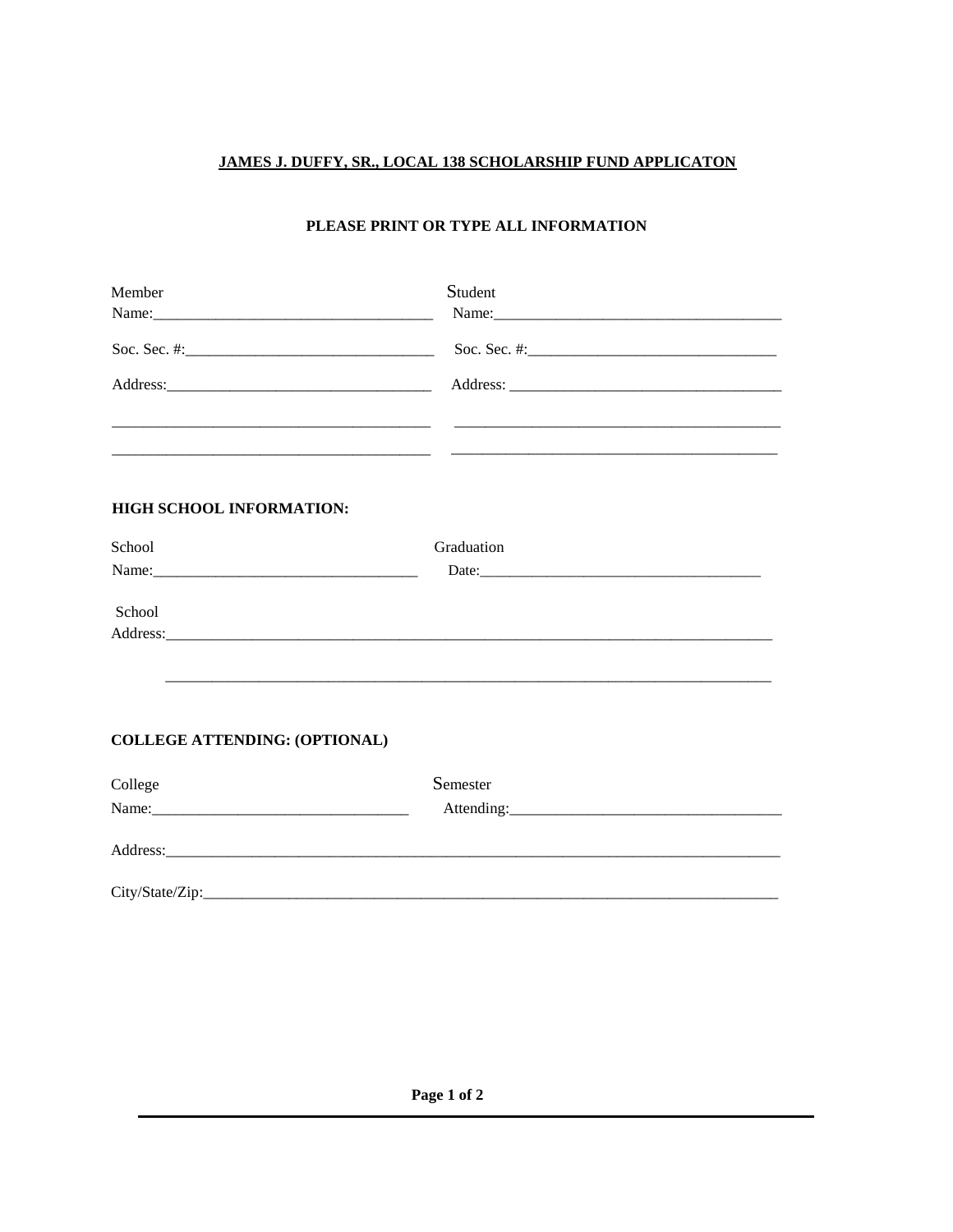# JAMES J. DUFFY, SR., LOCAL 138 SCHOLARSHIP FUND APPLICATON

**PLEASE PRINT OR TYPE ALL INFORMATION**

Member Name:_____________________________________

Soc. Sec. #:_____________________________________

Address:_____________________________________

_____________________________________________

_____________________________________________

Student Name:_____________________________________

Soc. Sec. #:_____________________________________

Address: _____________________________________

_____________________________________________

_____________________________________________

**HIGH SCHOOL INFORMATION:**

School Name:_____________________________________

Graduation Date:_____________________________________

School Address:_____________________________________________________________________

_____________________________________________________________________

**COLLEGE ATTENDING: (OPTIONAL)**

College Name:_____________________________________

Semester Attending:_____________________________________

Address:_____________________________________________________________________

City/State/Zip:_____________________________________________________________________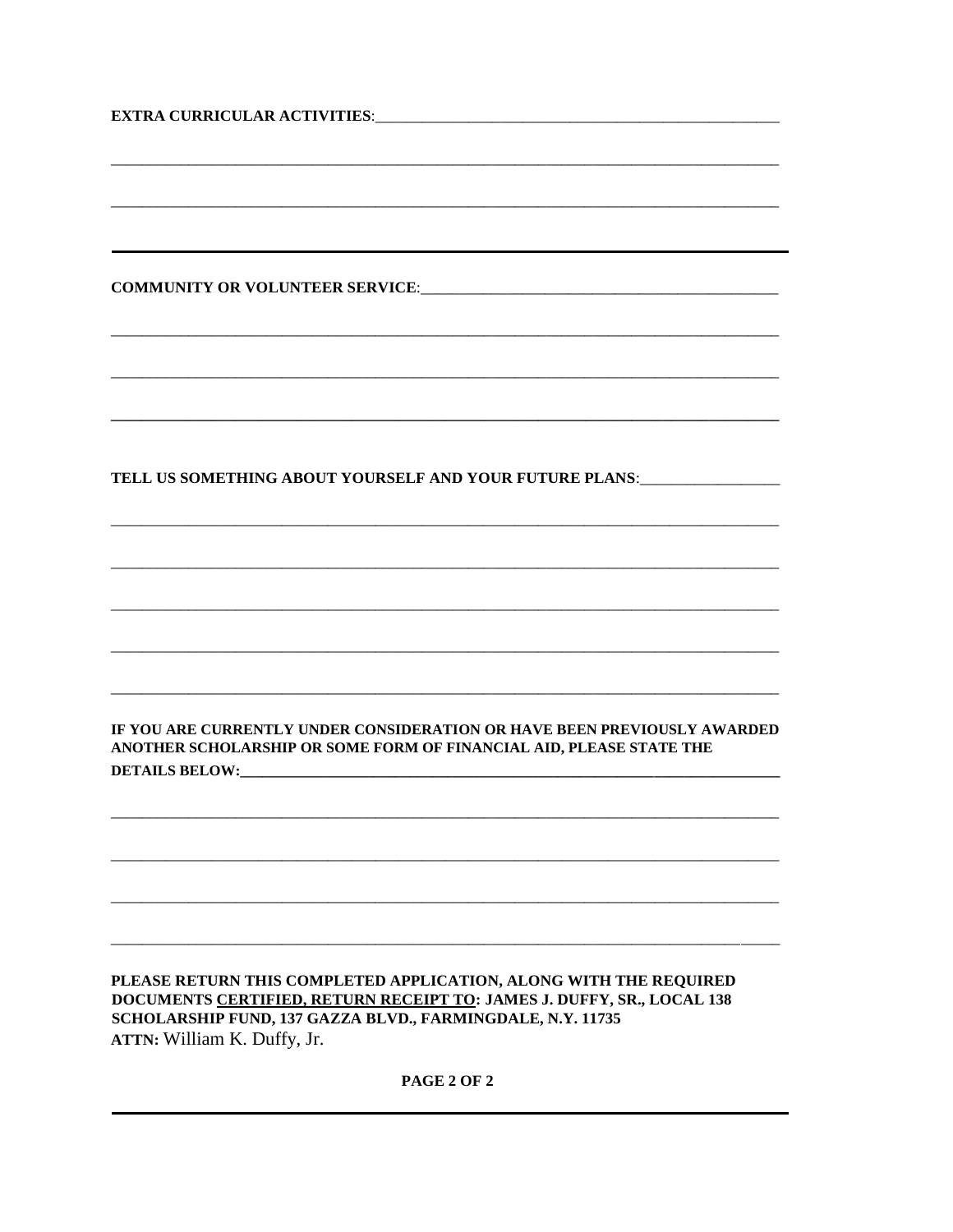**EXTRA CURRICULAR ACTIVITIES**:\_\_\_\_\_\_\_\_\_\_\_\_\_\_\_\_\_\_\_\_\_\_\_\_\_\_\_\_\_\_\_\_\_\_\_\_\_\_\_\_\_\_\_\_\_\_\_\_

---

**COMMUNITY OR VOLUNTEER SERVICE**:\_\_\_\_\_\_\_\_\_\_\_\_\_\_\_\_\_\_\_\_\_\_\_\_\_\_\_\_\_\_\_\_\_\_\_\_\_\_\_\_\_\_\_\_

**TELL US SOMETHING ABOUT YOURSELF AND YOUR FUTURE PLANS**:\_\_\_\_\_\_\_\_\_\_\_\_\_\_\_\_\_\_

**IF YOU ARE CURRENTLY UNDER CONSIDERATION OR HAVE BEEN PREVIOUSLY AWARDED ANOTHER SCHOLARSHIP OR SOME FORM OF FINANCIAL AID, PLEASE STATE THE DETAILS BELOW:**\_\_\_\_\_\_\_\_\_\_\_\_\_\_\_\_\_\_\_\_\_\_\_\_\_\_\_\_\_\_\_\_\_\_\_\_\_\_\_\_\_\_\_\_\_\_\_\_\_\_\_\_\_\_

**PLEASE RETURN THIS COMPLETED APPLICATION, ALONG WITH THE REQUIRED DOCUMENTS <u>CERTIFIED, RETURN RECEIPT TO</u>: JAMES J. DUFFY, SR., LOCAL 138 SCHOLARSHIP FUND, 137 GAZZA BLVD., FARMINGDALE, N.Y. 11735**
**ATTN:** William K. Duffy, Jr.